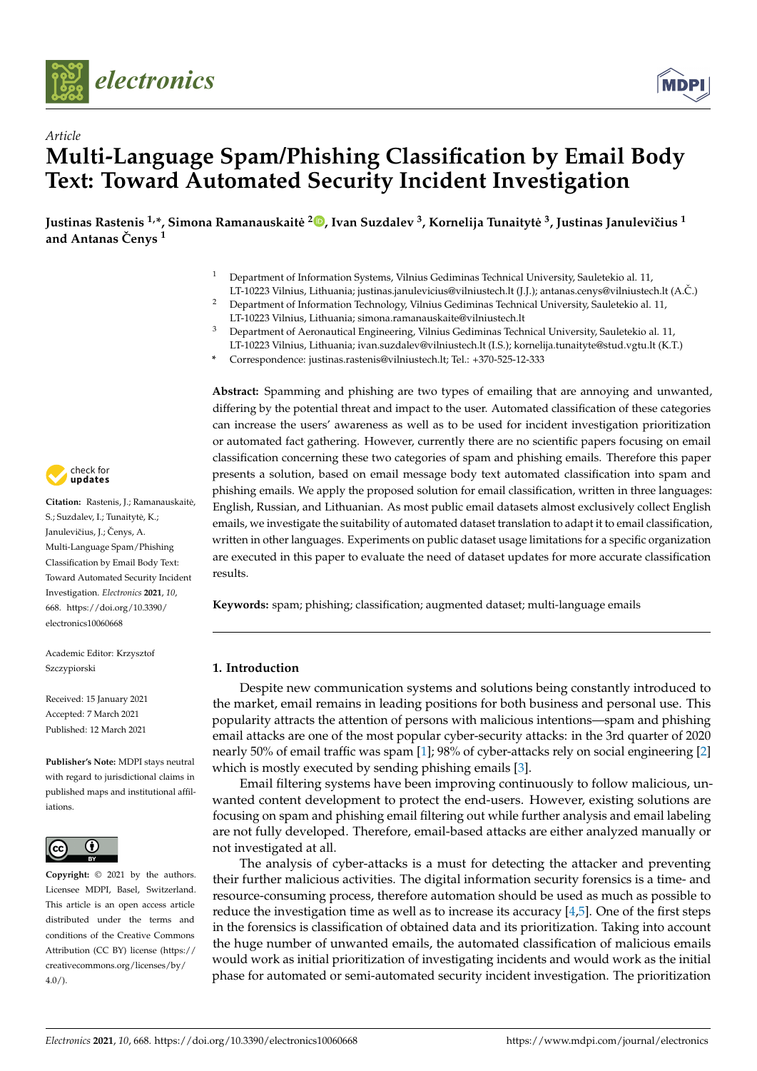*Article*

# Multi-Language Spam/Phishing Classification by Email Body Text: Toward Automated Security Incident Investigation

**Justinas Rastenis [1,*], Simona Ramanauskaitė [2], Ivan Suzdalev [3], Kornelija Tunaitytė [3], Justinas Janulevičius [1] and Antanas Čenys [1]**

[1] Department of Information Systems, Vilnius Gediminas Technical University, Sauletekio al. 11, LT-10223 Vilnius, Lithuania; justinas.janulevicius@vilniustech.lt (J.J.); antanas.cenys@vilniustech.lt (A.Č.)
[2] Department of Information Technology, Vilnius Gediminas Technical University, Sauletekio al. 11, LT-10223 Vilnius, Lithuania; simona.ramanauskaite@vilniustech.lt
[3] Department of Aeronautical Engineering, Vilnius Gediminas Technical University, Sauletekio al. 11, LT-10223 Vilnius, Lithuania; ivan.suzdalev@vilniustech.lt (I.S.); kornelija.tunaityte@stud.vgtu.lt (K.T.)
[*] Correspondence: justinas.rastenis@vilniustech.lt; Tel.: +370-525-12-333

**Citation:** Rastenis, J.; Ramanauskaitė, S.; Suzdalev, I.; Tunaitytė, K.; Janulevičius, J.; Čenys, A. Multi-Language Spam/Phishing Classification by Email Body Text: Toward Automated Security Incident Investigation. *Electronics* **2021**, *10*, 668. https://doi.org/10.3390/electronics10060668

Academic Editor: Krzysztof Szczypiorski

Received: 15 January 2021
Accepted: 7 March 2021
Published: 12 March 2021

**Publisher's Note:** MDPI stays neutral with regard to jurisdictional claims in published maps and institutional affiliations.

**Copyright:** © 2021 by the authors. Licensee MDPI, Basel, Switzerland. This article is an open access article distributed under the terms and conditions of the Creative Commons Attribution (CC BY) license (https://creativecommons.org/licenses/by/4.0/).

**Abstract:** Spamming and phishing are two types of emailing that are annoying and unwanted, differing by the potential threat and impact to the user. Automated classification of these categories can increase the users' awareness as well as to be used for incident investigation prioritization or automated fact gathering. However, currently there are no scientific papers focusing on email classification concerning these two categories of spam and phishing emails. Therefore this paper presents a solution, based on email message body text automated classification into spam and phishing emails. We apply the proposed solution for email classification, written in three languages: English, Russian, and Lithuanian. As most public email datasets almost exclusively collect English emails, we investigate the suitability of automated dataset translation to adapt it to email classification, written in other languages. Experiments on public dataset usage limitations for a specific organization are executed in this paper to evaluate the need of dataset updates for more accurate classification results.

**Keywords:** spam; phishing; classification; augmented dataset; multi-language emails

## 1. Introduction

Despite new communication systems and solutions being constantly introduced to the market, email remains in leading positions for both business and personal use. This popularity attracts the attention of persons with malicious intentions—spam and phishing email attacks are one of the most popular cyber-security attacks: in the 3rd quarter of 2020 nearly 50% of email traffic was spam [1]; 98% of cyber-attacks rely on social engineering [2] which is mostly executed by sending phishing emails [3].

Email filtering systems have been improving continuously to follow malicious, unwanted content development to protect the end-users. However, existing solutions are focusing on spam and phishing email filtering out while further analysis and email labeling are not fully developed. Therefore, email-based attacks are either analyzed manually or not investigated at all.

The analysis of cyber-attacks is a must for detecting the attacker and preventing their further malicious activities. The digital information security forensics is a time- and resource-consuming process, therefore automation should be used as much as possible to reduce the investigation time as well as to increase its accuracy [4,5]. One of the first steps in the forensics is classification of obtained data and its prioritization. Taking into account the huge number of unwanted emails, the automated classification of malicious emails would work as initial prioritization of investigating incidents and would work as the initial phase for automated or semi-automated security incident investigation. The prioritization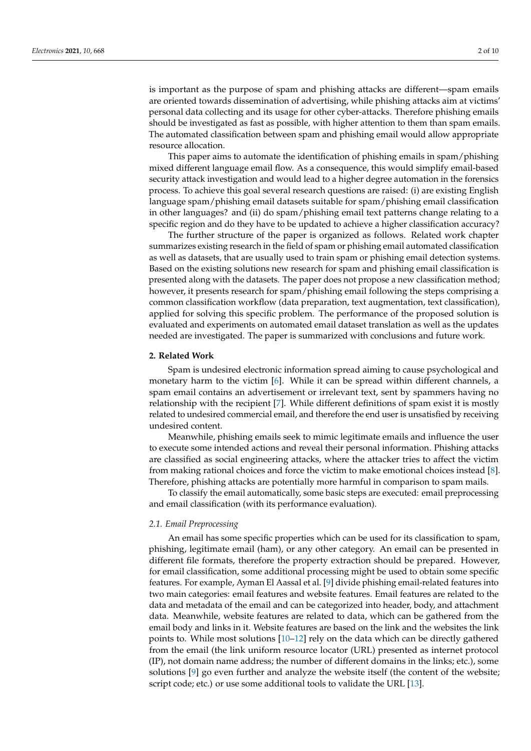is important as the purpose of spam and phishing attacks are different—spam emails are oriented towards dissemination of advertising, while phishing attacks aim at victims' personal data collecting and its usage for other cyber-attacks. Therefore phishing emails should be investigated as fast as possible, with higher attention to them than spam emails. The automated classification between spam and phishing email would allow appropriate resource allocation.

This paper aims to automate the identification of phishing emails in spam/phishing mixed different language email flow. As a consequence, this would simplify email-based security attack investigation and would lead to a higher degree automation in the forensics process. To achieve this goal several research questions are raised: (i) are existing English language spam/phishing email datasets suitable for spam/phishing email classification in other languages? and (ii) do spam/phishing email text patterns change relating to a specific region and do they have to be updated to achieve a higher classification accuracy?

The further structure of the paper is organized as follows. Related work chapter summarizes existing research in the field of spam or phishing email automated classification as well as datasets, that are usually used to train spam or phishing email detection systems. Based on the existing solutions new research for spam and phishing email classification is presented along with the datasets. The paper does not propose a new classification method; however, it presents research for spam/phishing email following the steps comprising a common classification workflow (data preparation, text augmentation, text classification), applied for solving this specific problem. The performance of the proposed solution is evaluated and experiments on automated email dataset translation as well as the updates needed are investigated. The paper is summarized with conclusions and future work.

## 2. Related Work

Spam is undesired electronic information spread aiming to cause psychological and monetary harm to the victim [6]. While it can be spread within different channels, a spam email contains an advertisement or irrelevant text, sent by spammers having no relationship with the recipient [7]. While different definitions of spam exist it is mostly related to undesired commercial email, and therefore the end user is unsatisfied by receiving undesired content.

Meanwhile, phishing emails seek to mimic legitimate emails and influence the user to execute some intended actions and reveal their personal information. Phishing attacks are classified as social engineering attacks, where the attacker tries to affect the victim from making rational choices and force the victim to make emotional choices instead [8]. Therefore, phishing attacks are potentially more harmful in comparison to spam mails.

To classify the email automatically, some basic steps are executed: email preprocessing and email classification (with its performance evaluation).

### 2.1. Email Preprocessing

An email has some specific properties which can be used for its classification to spam, phishing, legitimate email (ham), or any other category. An email can be presented in different file formats, therefore the property extraction should be prepared. However, for email classification, some additional processing might be used to obtain some specific features. For example, Ayman El Aassal et al. [9] divide phishing email-related features into two main categories: email features and website features. Email features are related to the data and metadata of the email and can be categorized into header, body, and attachment data. Meanwhile, website features are related to data, which can be gathered from the email body and links in it. Website features are based on the link and the websites the link points to. While most solutions [10–12] rely on the data which can be directly gathered from the email (the link uniform resource locator (URL) presented as internet protocol (IP), not domain name address; the number of different domains in the links; etc.), some solutions [9] go even further and analyze the website itself (the content of the website; script code; etc.) or use some additional tools to validate the URL [13].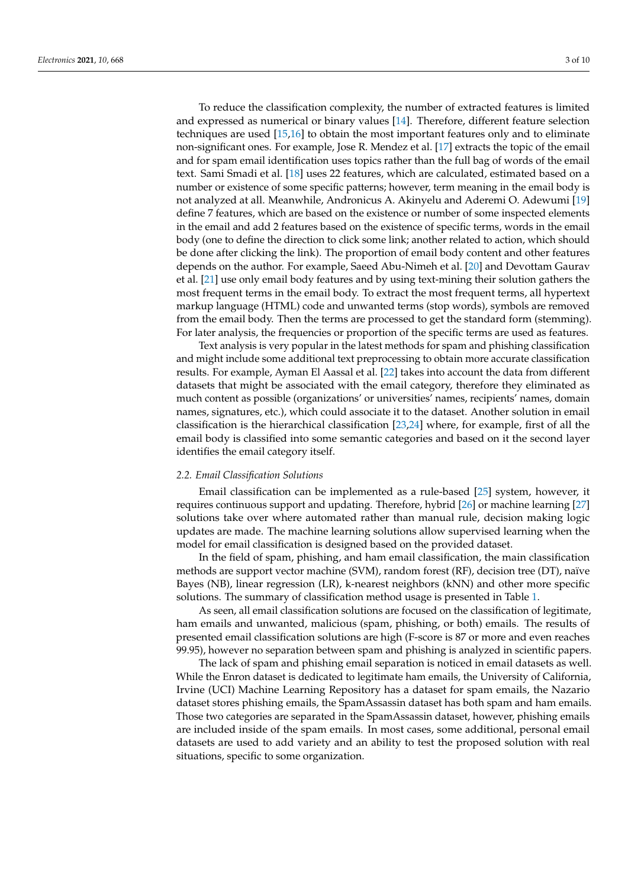To reduce the classification complexity, the number of extracted features is limited and expressed as numerical or binary values [14]. Therefore, different feature selection techniques are used [15,16] to obtain the most important features only and to eliminate non-significant ones. For example, Jose R. Mendez et al. [17] extracts the topic of the email and for spam email identification uses topics rather than the full bag of words of the email text. Sami Smadi et al. [18] uses 22 features, which are calculated, estimated based on a number or existence of some specific patterns; however, term meaning in the email body is not analyzed at all. Meanwhile, Andronicus A. Akinyelu and Aderemi O. Adewumi [19] define 7 features, which are based on the existence or number of some inspected elements in the email and add 2 features based on the existence of specific terms, words in the email body (one to define the direction to click some link; another related to action, which should be done after clicking the link). The proportion of email body content and other features depends on the author. For example, Saeed Abu-Nimeh et al. [20] and Devottam Gaurav et al. [21] use only email body features and by using text-mining their solution gathers the most frequent terms in the email body. To extract the most frequent terms, all hypertext markup language (HTML) code and unwanted terms (stop words), symbols are removed from the email body. Then the terms are processed to get the standard form (stemming). For later analysis, the frequencies or proportion of the specific terms are used as features.

Text analysis is very popular in the latest methods for spam and phishing classification and might include some additional text preprocessing to obtain more accurate classification results. For example, Ayman El Aassal et al. [22] takes into account the data from different datasets that might be associated with the email category, therefore they eliminated as much content as possible (organizations' or universities' names, recipients' names, domain names, signatures, etc.), which could associate it to the dataset. Another solution in email classification is the hierarchical classification [23,24] where, for example, first of all the email body is classified into some semantic categories and based on it the second layer identifies the email category itself.

### *2.2. Email Classification Solutions*

Email classification can be implemented as a rule-based [25] system, however, it requires continuous support and updating. Therefore, hybrid [26] or machine learning [27] solutions take over where automated rather than manual rule, decision making logic updates are made. The machine learning solutions allow supervised learning when the model for email classification is designed based on the provided dataset.

In the field of spam, phishing, and ham email classification, the main classification methods are support vector machine (SVM), random forest (RF), decision tree (DT), naïve Bayes (NB), linear regression (LR), k-nearest neighbors (kNN) and other more specific solutions. The summary of classification method usage is presented in Table 1.

As seen, all email classification solutions are focused on the classification of legitimate, ham emails and unwanted, malicious (spam, phishing, or both) emails. The results of presented email classification solutions are high (F-score is 87 or more and even reaches 99.95), however no separation between spam and phishing is analyzed in scientific papers.

The lack of spam and phishing email separation is noticed in email datasets as well. While the Enron dataset is dedicated to legitimate ham emails, the University of California, Irvine (UCI) Machine Learning Repository has a dataset for spam emails, the Nazario dataset stores phishing emails, the SpamAssassin dataset has both spam and ham emails. Those two categories are separated in the SpamAssassin dataset, however, phishing emails are included inside of the spam emails. In most cases, some additional, personal email datasets are used to add variety and an ability to test the proposed solution with real situations, specific to some organization.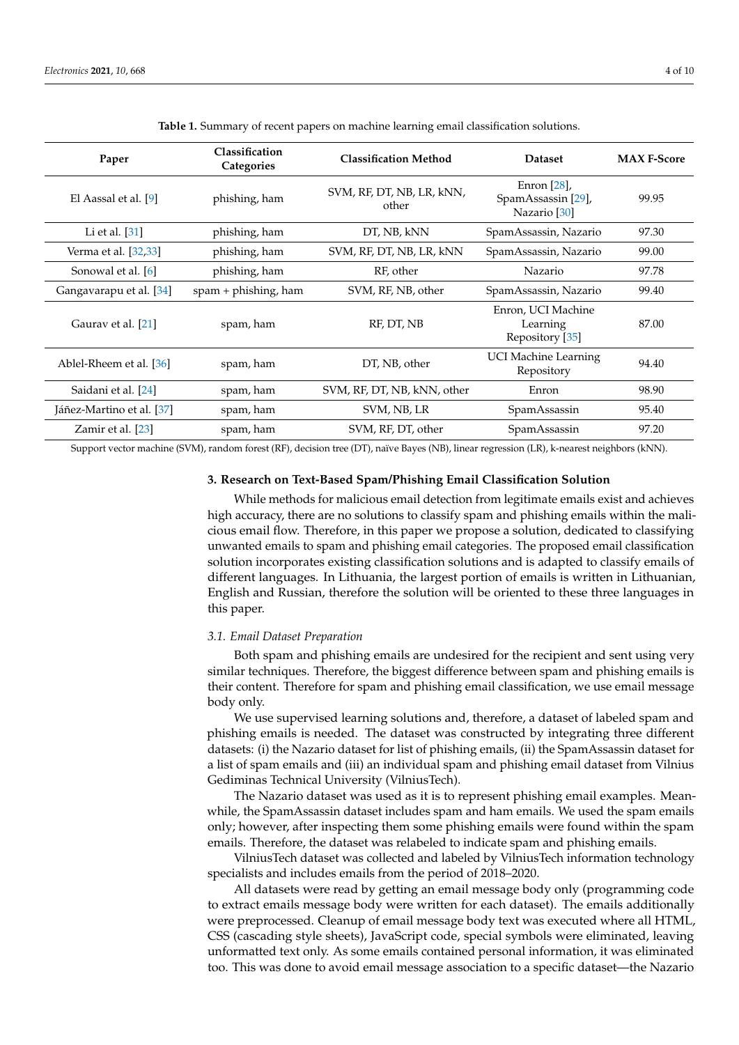**Table 1.** Summary of recent papers on machine learning email classification solutions.

| Paper | Classification Categories | Classification Method | Dataset | MAX F-Score |
|---|---|---|---|---|
| El Aassal et al. [9] | phishing, ham | SVM, RF, DT, NB, LR, kNN, other | Enron [28], SpamAssassin [29], Nazario [30] | 99.95 |
| Li et al. [31] | phishing, ham | DT, NB, kNN | SpamAssassin, Nazario | 97.30 |
| Verma et al. [32,33] | phishing, ham | SVM, RF, DT, NB, LR, kNN | SpamAssassin, Nazario | 99.00 |
| Sonowal et al. [6] | phishing, ham | RF, other | Nazario | 97.78 |
| Gangavarapu et al. [34] | spam + phishing, ham | SVM, RF, NB, other | SpamAssassin, Nazario | 99.40 |
| Gaurav et al. [21] | spam, ham | RF, DT, NB | Enron, UCI Machine Learning Repository [35] | 87.00 |
| Ablel-Rheem et al. [36] | spam, ham | DT, NB, other | UCI Machine Learning Repository | 94.40 |
| Saidani et al. [24] | spam, ham | SVM, RF, DT, NB, kNN, other | Enron | 98.90 |
| Jáñez-Martino et al. [37] | spam, ham | SVM, NB, LR | SpamAssassin | 95.40 |
| Zamir et al. [23] | spam, ham | SVM, RF, DT, other | SpamAssassin | 97.20 |

Support vector machine (SVM), random forest (RF), decision tree (DT), naïve Bayes (NB), linear regression (LR), k-nearest neighbors (kNN).

## 3. Research on Text-Based Spam/Phishing Email Classification Solution

While methods for malicious email detection from legitimate emails exist and achieves high accuracy, there are no solutions to classify spam and phishing emails within the malicious email flow. Therefore, in this paper we propose a solution, dedicated to classifying unwanted emails to spam and phishing email categories. The proposed email classification solution incorporates existing classification solutions and is adapted to classify emails of different languages. In Lithuania, the largest portion of emails is written in Lithuanian, English and Russian, therefore the solution will be oriented to these three languages in this paper.

### *3.1. Email Dataset Preparation*

Both spam and phishing emails are undesired for the recipient and sent using very similar techniques. Therefore, the biggest difference between spam and phishing emails is their content. Therefore for spam and phishing email classification, we use email message body only.

We use supervised learning solutions and, therefore, a dataset of labeled spam and phishing emails is needed. The dataset was constructed by integrating three different datasets: (i) the Nazario dataset for list of phishing emails, (ii) the SpamAssassin dataset for a list of spam emails and (iii) an individual spam and phishing email dataset from Vilnius Gediminas Technical University (VilniusTech).

The Nazario dataset was used as it is to represent phishing email examples. Meanwhile, the SpamAssassin dataset includes spam and ham emails. We used the spam emails only; however, after inspecting them some phishing emails were found within the spam emails. Therefore, the dataset was relabeled to indicate spam and phishing emails.

VilniusTech dataset was collected and labeled by VilniusTech information technology specialists and includes emails from the period of 2018–2020.

All datasets were read by getting an email message body only (programming code to extract emails message body were written for each dataset). The emails additionally were preprocessed. Cleanup of email message body text was executed where all HTML, CSS (cascading style sheets), JavaScript code, special symbols were eliminated, leaving unformatted text only. As some emails contained personal information, it was eliminated too. This was done to avoid email message association to a specific dataset—the Nazario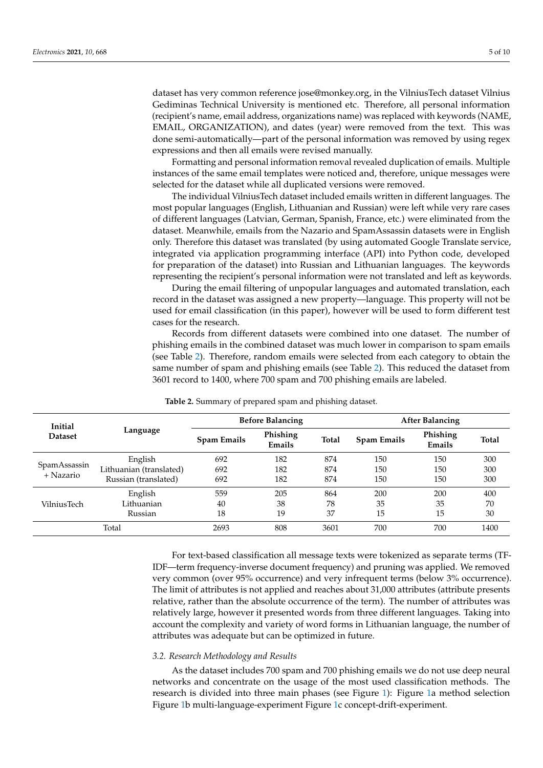dataset has very common reference jose@monkey.org, in the VilniusTech dataset Vilnius Gediminas Technical University is mentioned etc. Therefore, all personal information (recipient's name, email address, organizations name) was replaced with keywords (NAME, EMAIL, ORGANIZATION), and dates (year) were removed from the text. This was done semi-automatically—part of the personal information was removed by using regex expressions and then all emails were revised manually.

Formatting and personal information removal revealed duplication of emails. Multiple instances of the same email templates were noticed and, therefore, unique messages were selected for the dataset while all duplicated versions were removed.

The individual VilniusTech dataset included emails written in different languages. The most popular languages (English, Lithuanian and Russian) were left while very rare cases of different languages (Latvian, German, Spanish, France, etc.) were eliminated from the dataset. Meanwhile, emails from the Nazario and SpamAssassin datasets were in English only. Therefore this dataset was translated (by using automated Google Translate service, integrated via application programming interface (API) into Python code, developed for preparation of the dataset) into Russian and Lithuanian languages. The keywords representing the recipient's personal information were not translated and left as keywords.

During the email filtering of unpopular languages and automated translation, each record in the dataset was assigned a new property—language. This property will not be used for email classification (in this paper), however will be used to form different test cases for the research.

Records from different datasets were combined into one dataset. The number of phishing emails in the combined dataset was much lower in comparison to spam emails (see Table 2). Therefore, random emails were selected from each category to obtain the same number of spam and phishing emails (see Table 2). This reduced the dataset from 3601 record to 1400, where 700 spam and 700 phishing emails are labeled.

**Table 2.** Summary of prepared spam and phishing dataset.

| Initial Dataset | Language | Before Balancing | | | After Balancing | | |
|---|---|---|---|---|---|---|---|
| | | Spam Emails | Phishing Emails | Total | Spam Emails | Phishing Emails | Total |
| SpamAssassin + Nazario | English | 692 | 182 | 874 | 150 | 150 | 300 |
| | Lithuanian (translated) | 692 | 182 | 874 | 150 | 150 | 300 |
| | Russian (translated) | 692 | 182 | 874 | 150 | 150 | 300 |
| VilniusTech | English | 559 | 205 | 864 | 200 | 200 | 400 |
| | Lithuanian | 40 | 38 | 78 | 35 | 35 | 70 |
| | Russian | 18 | 19 | 37 | 15 | 15 | 30 |
| Total | | 2693 | 808 | 3601 | 700 | 700 | 1400 |

For text-based classification all message texts were tokenized as separate terms (TF-IDF—term frequency-inverse document frequency) and pruning was applied. We removed very common (over 95% occurrence) and very infrequent terms (below 3% occurrence). The limit of attributes is not applied and reaches about 31,000 attributes (attribute presents relative, rather than the absolute occurrence of the term). The number of attributes was relatively large, however it presented words from three different languages. Taking into account the complexity and variety of word forms in Lithuanian language, the number of attributes was adequate but can be optimized in future.

### 3.2. Research Methodology and Results

As the dataset includes 700 spam and 700 phishing emails we do not use deep neural networks and concentrate on the usage of the most used classification methods. The research is divided into three main phases (see Figure 1): Figure 1a method selection Figure 1b multi-language-experiment Figure 1c concept-drift-experiment.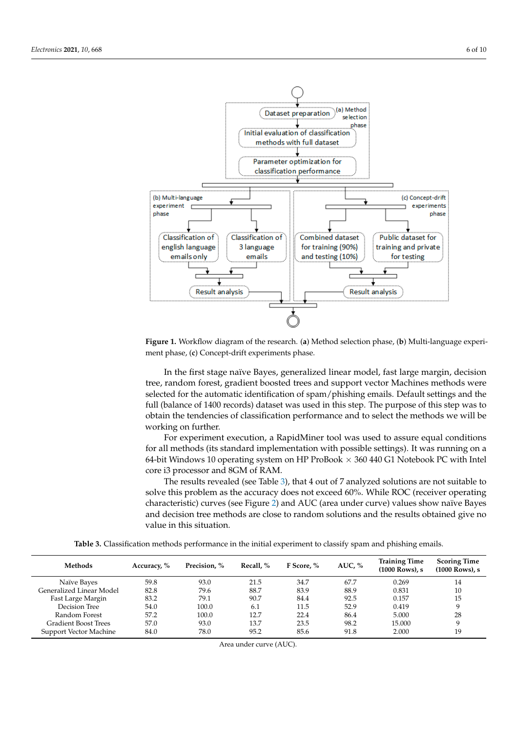**Figure 1.** Workflow diagram of the research. (**a**) Method selection phase, (**b**) Multi-language experiment phase, (**c**) Concept-drift experiments phase.

In the first stage naïve Bayes, generalized linear model, fast large margin, decision tree, random forest, gradient boosted trees and support vector Machines methods were selected for the automatic identification of spam/phishing emails. Default settings and the full (balance of 1400 records) dataset was used in this step. The purpose of this step was to obtain the tendencies of classification performance and to select the methods we will be working on further.

For experiment execution, a RapidMiner tool was used to assure equal conditions for all methods (its standard implementation with possible settings). It was running on a 64-bit Windows 10 operating system on HP ProBook × 360 440 G1 Notebook PC with Intel core i3 processor and 8GM of RAM.

The results revealed (see Table 3), that 4 out of 7 analyzed solutions are not suitable to solve this problem as the accuracy does not exceed 60%. While ROC (receiver operating characteristic) curves (see Figure 2) and AUC (area under curve) values show naïve Bayes and decision tree methods are close to random solutions and the results obtained give no value in this situation.

**Table 3.** Classification methods performance in the initial experiment to classify spam and phishing emails.

| Methods | Accuracy, % | Precision, % | Recall, % | F Score, % | AUC, % | Training Time (1000 Rows), s | Scoring Time (1000 Rows), s |
|---|---|---|---|---|---|---|---|
| Naïve Bayes | 59.8 | 93.0 | 21.5 | 34.7 | 67.7 | 0.269 | 14 |
| Generalized Linear Model | 82.8 | 79.6 | 88.7 | 83.9 | 88.9 | 0.831 | 10 |
| Fast Large Margin | 83.2 | 79.1 | 90.7 | 84.4 | 92.5 | 0.157 | 15 |
| Decision Tree | 54.0 | 100.0 | 6.1 | 11.5 | 52.9 | 0.419 | 9 |
| Random Forest | 57.2 | 100.0 | 12.7 | 22.4 | 86.4 | 5.000 | 28 |
| Gradient Boost Trees | 57.0 | 93.0 | 13.7 | 23.5 | 98.2 | 15.000 | 9 |
| Support Vector Machine | 84.0 | 78.0 | 95.2 | 85.6 | 91.8 | 2.000 | 19 |

Area under curve (AUC).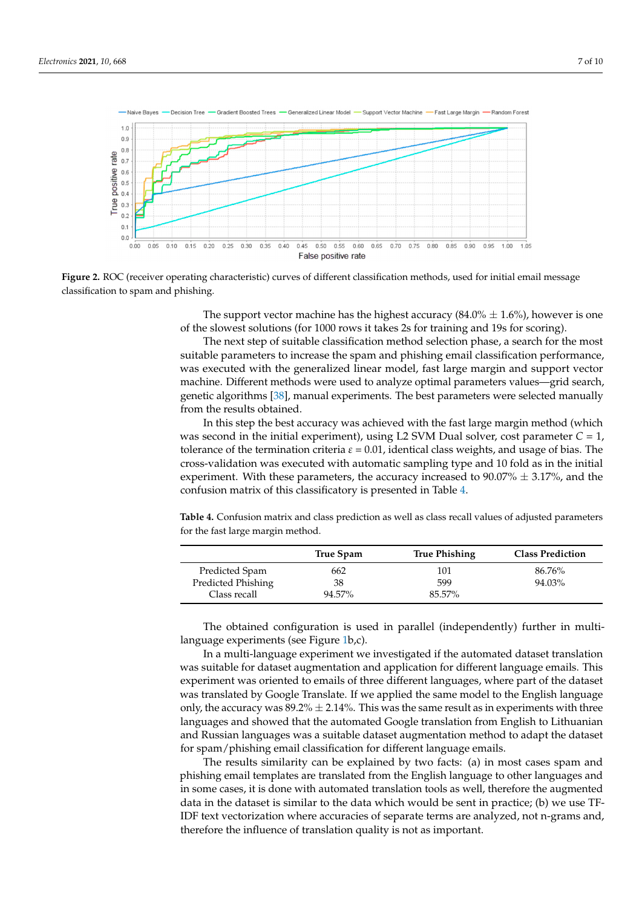**Figure 2.** ROC (receiver operating characteristic) curves of different classification methods, used for initial email message classification to spam and phishing.

The support vector machine has the highest accuracy (84.0% ± 1.6%), however is one of the slowest solutions (for 1000 rows it takes 2s for training and 19s for scoring).

The next step of suitable classification method selection phase, a search for the most suitable parameters to increase the spam and phishing email classification performance, was executed with the generalized linear model, fast large margin and support vector machine. Different methods were used to analyze optimal parameters values—grid search, genetic algorithms [38], manual experiments. The best parameters were selected manually from the results obtained.

In this step the best accuracy was achieved with the fast large margin method (which was second in the initial experiment), using L2 SVM Dual solver, cost parameter $C = 1$, tolerance of the termination criteria $\varepsilon = 0.01$, identical class weights, and usage of bias. The cross-validation was executed with automatic sampling type and 10 fold as in the initial experiment. With these parameters, the accuracy increased to 90.07% ± 3.17%, and the confusion matrix of this classificatory is presented in Table 4.

**Table 4.** Confusion matrix and class prediction as well as class recall values of adjusted parameters for the fast large margin method.

| | True Spam | True Phishing | Class Prediction |
|---|---|---|---|
| Predicted Spam | 662 | 101 | 86.76% |
| Predicted Phishing | 38 | 599 | 94.03% |
| Class recall | 94.57% | 85.57% | |

The obtained configuration is used in parallel (independently) further in multi-language experiments (see Figure 1b,c).

In a multi-language experiment we investigated if the automated dataset translation was suitable for dataset augmentation and application for different language emails. This experiment was oriented to emails of three different languages, where part of the dataset was translated by Google Translate. If we applied the same model to the English language only, the accuracy was 89.2% ± 2.14%. This was the same result as in experiments with three languages and showed that the automated Google translation from English to Lithuanian and Russian languages was a suitable dataset augmentation method to adapt the dataset for spam/phishing email classification for different language emails.

The results similarity can be explained by two facts: (a) in most cases spam and phishing email templates are translated from the English language to other languages and in some cases, it is done with automated translation tools as well, therefore the augmented data in the dataset is similar to the data which would be sent in practice; (b) we use TF-IDF text vectorization where accuracies of separate terms are analyzed, not n-grams and, therefore the influence of translation quality is not as important.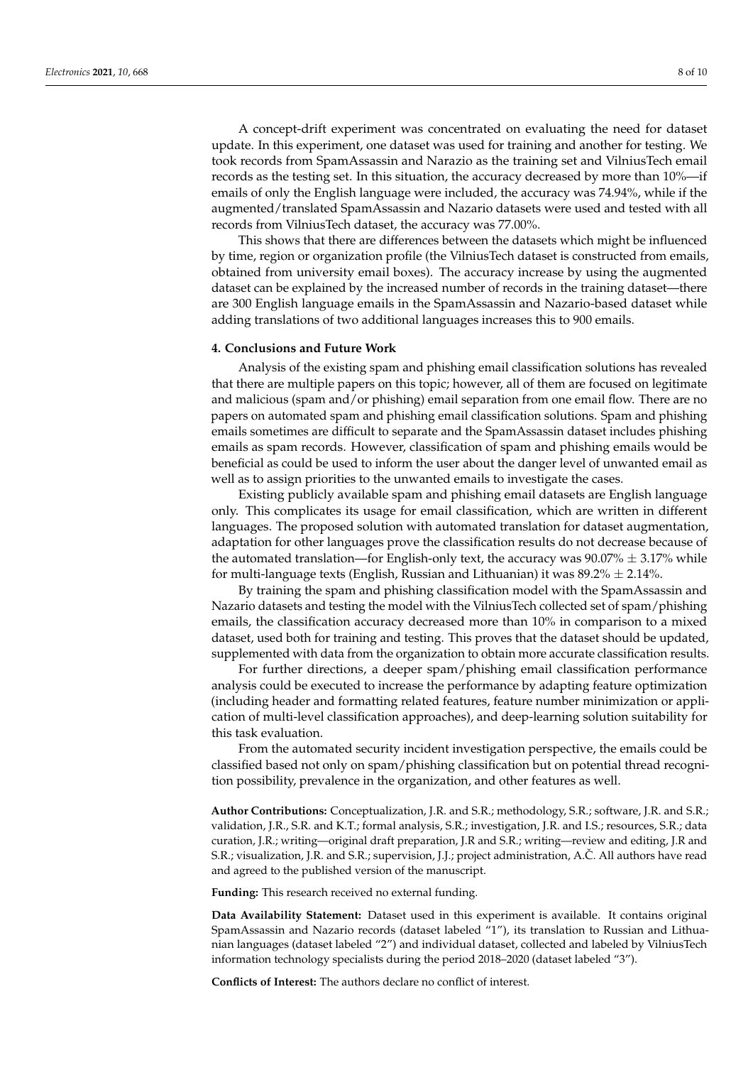A concept-drift experiment was concentrated on evaluating the need for dataset update. In this experiment, one dataset was used for training and another for testing. We took records from SpamAssassin and Narazio as the training set and VilniusTech email records as the testing set. In this situation, the accuracy decreased by more than 10%—if emails of only the English language were included, the accuracy was 74.94%, while if the augmented/translated SpamAssassin and Nazario datasets were used and tested with all records from VilniusTech dataset, the accuracy was 77.00%.

This shows that there are differences between the datasets which might be influenced by time, region or organization profile (the VilniusTech dataset is constructed from emails, obtained from university email boxes). The accuracy increase by using the augmented dataset can be explained by the increased number of records in the training dataset—there are 300 English language emails in the SpamAssassin and Nazario-based dataset while adding translations of two additional languages increases this to 900 emails.

## 4. Conclusions and Future Work

Analysis of the existing spam and phishing email classification solutions has revealed that there are multiple papers on this topic; however, all of them are focused on legitimate and malicious (spam and/or phishing) email separation from one email flow. There are no papers on automated spam and phishing email classification solutions. Spam and phishing emails sometimes are difficult to separate and the SpamAssassin dataset includes phishing emails as spam records. However, classification of spam and phishing emails would be beneficial as could be used to inform the user about the danger level of unwanted email as well as to assign priorities to the unwanted emails to investigate the cases.

Existing publicly available spam and phishing email datasets are English language only. This complicates its usage for email classification, which are written in different languages. The proposed solution with automated translation for dataset augmentation, adaptation for other languages prove the classification results do not decrease because of the automated translation—for English-only text, the accuracy was $90.07\% \pm 3.17\%$ while for multi-language texts (English, Russian and Lithuanian) it was $89.2\% \pm 2.14\%$.

By training the spam and phishing classification model with the SpamAssassin and Nazario datasets and testing the model with the VilniusTech collected set of spam/phishing emails, the classification accuracy decreased more than 10% in comparison to a mixed dataset, used both for training and testing. This proves that the dataset should be updated, supplemented with data from the organization to obtain more accurate classification results.

For further directions, a deeper spam/phishing email classification performance analysis could be executed to increase the performance by adapting feature optimization (including header and formatting related features, feature number minimization or application of multi-level classification approaches), and deep-learning solution suitability for this task evaluation.

From the automated security incident investigation perspective, the emails could be classified based not only on spam/phishing classification but on potential thread recognition possibility, prevalence in the organization, and other features as well.

**Author Contributions:** Conceptualization, J.R. and S.R.; methodology, S.R.; software, J.R. and S.R.; validation, J.R., S.R. and K.T.; formal analysis, S.R.; investigation, J.R. and I.S.; resources, S.R.; data curation, J.R.; writing—original draft preparation, J.R and S.R.; writing—review and editing, J.R and S.R.; visualization, J.R. and S.R.; supervision, J.J.; project administration, A.Č. All authors have read and agreed to the published version of the manuscript.

**Funding:** This research received no external funding.

**Data Availability Statement:** Dataset used in this experiment is available. It contains original SpamAssassin and Nazario records (dataset labeled "1"), its translation to Russian and Lithuanian languages (dataset labeled "2") and individual dataset, collected and labeled by VilniusTech information technology specialists during the period 2018–2020 (dataset labeled "3").

**Conflicts of Interest:** The authors declare no conflict of interest.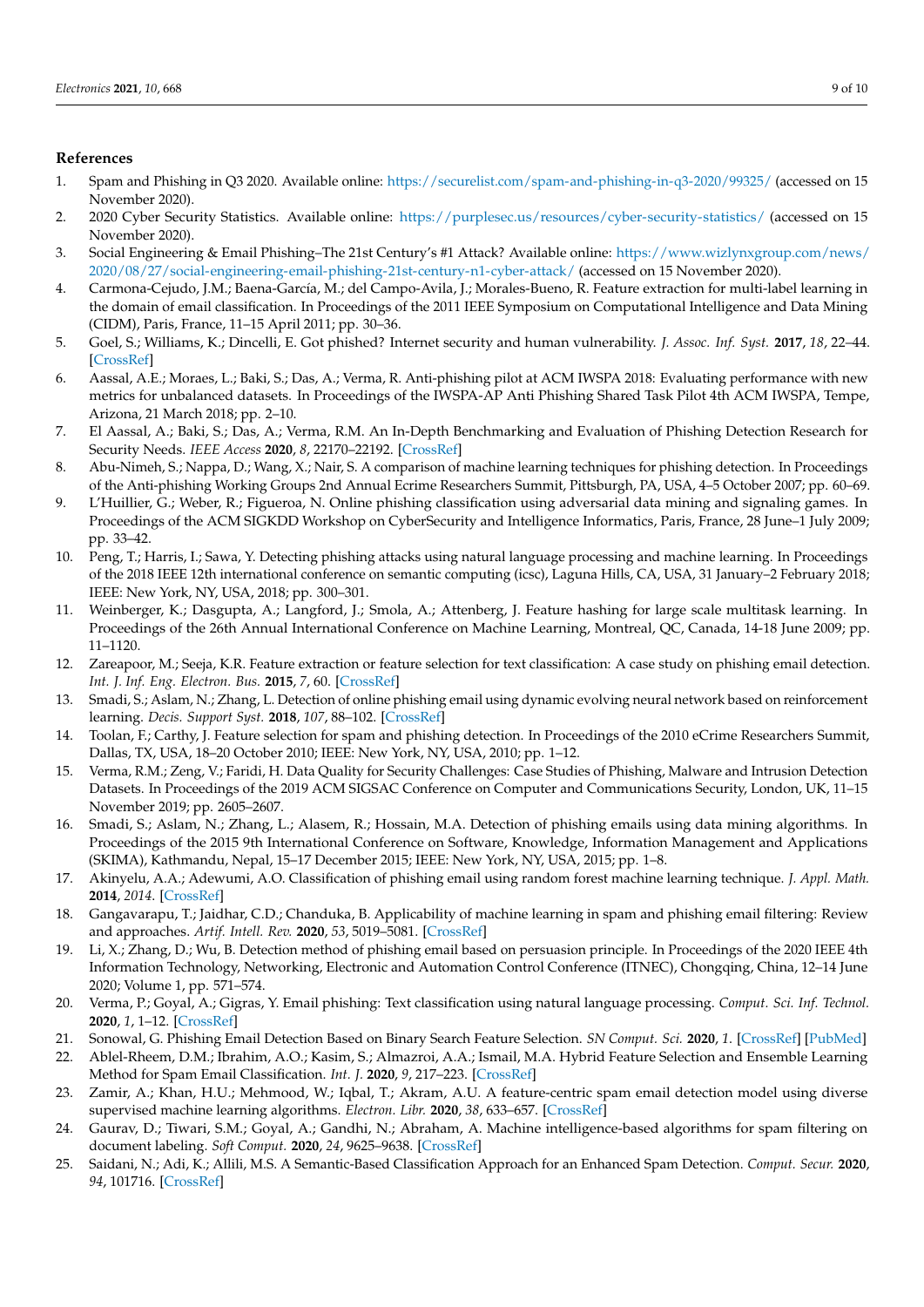## References

1. Spam and Phishing in Q3 2020. Available online: https://securelist.com/spam-and-phishing-in-q3-2020/99325/ (accessed on 15 November 2020).
2. 2020 Cyber Security Statistics. Available online: https://purplesec.us/resources/cyber-security-statistics/ (accessed on 15 November 2020).
3. Social Engineering & Email Phishing–The 21st Century's #1 Attack? Available online: https://www.wizlynxgroup.com/news/2020/08/27/social-engineering-email-phishing-21st-century-n1-cyber-attack/ (accessed on 15 November 2020).
4. Carmona-Cejudo, J.M.; Baena-García, M.; del Campo-Avila, J.; Morales-Bueno, R. Feature extraction for multi-label learning in the domain of email classification. In Proceedings of the 2011 IEEE Symposium on Computational Intelligence and Data Mining (CIDM), Paris, France, 11–15 April 2011; pp. 30–36.
5. Goel, S.; Williams, K.; Dincelli, E. Got phished? Internet security and human vulnerability. *J. Assoc. Inf. Syst.* **2017**, *18*, 22–44. [CrossRef]
6. Aassal, A.E.; Moraes, L.; Baki, S.; Das, A.; Verma, R. Anti-phishing pilot at ACM IWSPA 2018: Evaluating performance with new metrics for unbalanced datasets. In Proceedings of the IWSPA-AP Anti Phishing Shared Task Pilot 4th ACM IWSPA, Tempe, Arizona, 21 March 2018; pp. 2–10.
7. El Aassal, A.; Baki, S.; Das, A.; Verma, R.M. An In-Depth Benchmarking and Evaluation of Phishing Detection Research for Security Needs. *IEEE Access* **2020**, *8*, 22170–22192. [CrossRef]
8. Abu-Nimeh, S.; Nappa, D.; Wang, X.; Nair, S. A comparison of machine learning techniques for phishing detection. In Proceedings of the Anti-phishing Working Groups 2nd Annual Ecrime Researchers Summit, Pittsburgh, PA, USA, 4–5 October 2007; pp. 60–69.
9. L'Huillier, G.; Weber, R.; Figueroa, N. Online phishing classification using adversarial data mining and signaling games. In Proceedings of the ACM SIGKDD Workshop on CyberSecurity and Intelligence Informatics, Paris, France, 28 June–1 July 2009; pp. 33–42.
10. Peng, T.; Harris, I.; Sawa, Y. Detecting phishing attacks using natural language processing and machine learning. In Proceedings of the 2018 IEEE 12th international conference on semantic computing (icsc), Laguna Hills, CA, USA, 31 January–2 February 2018; IEEE: New York, NY, USA, 2018; pp. 300–301.
11. Weinberger, K.; Dasgupta, A.; Langford, J.; Smola, A.; Attenberg, J. Feature hashing for large scale multitask learning. In Proceedings of the 26th Annual International Conference on Machine Learning, Montreal, QC, Canada, 14-18 June 2009; pp. 11–1120.
12. Zareapoor, M.; Seeja, K.R. Feature extraction or feature selection for text classification: A case study on phishing email detection. *Int. J. Inf. Eng. Electron. Bus.* **2015**, *7*, 60. [CrossRef]
13. Smadi, S.; Aslam, N.; Zhang, L. Detection of online phishing email using dynamic evolving neural network based on reinforcement learning. *Decis. Support Syst.* **2018**, *107*, 88–102. [CrossRef]
14. Toolan, F.; Carthy, J. Feature selection for spam and phishing detection. In Proceedings of the 2010 eCrime Researchers Summit, Dallas, TX, USA, 18–20 October 2010; IEEE: New York, NY, USA, 2010; pp. 1–12.
15. Verma, R.M.; Zeng, V.; Faridi, H. Data Quality for Security Challenges: Case Studies of Phishing, Malware and Intrusion Detection Datasets. In Proceedings of the 2019 ACM SIGSAC Conference on Computer and Communications Security, London, UK, 11–15 November 2019; pp. 2605–2607.
16. Smadi, S.; Aslam, N.; Zhang, L.; Alasem, R.; Hossain, M.A. Detection of phishing emails using data mining algorithms. In Proceedings of the 2015 9th International Conference on Software, Knowledge, Information Management and Applications (SKIMA), Kathmandu, Nepal, 15–17 December 2015; IEEE: New York, NY, USA, 2015; pp. 1–8.
17. Akinyelu, A.A.; Adewumi, A.O. Classification of phishing email using random forest machine learning technique. *J. Appl. Math.* **2014**, *2014*. [CrossRef]
18. Gangavarapu, T.; Jaidhar, C.D.; Chanduka, B. Applicability of machine learning in spam and phishing email filtering: Review and approaches. *Artif. Intell. Rev.* **2020**, *53*, 5019–5081. [CrossRef]
19. Li, X.; Zhang, D.; Wu, B. Detection method of phishing email based on persuasion principle. In Proceedings of the 2020 IEEE 4th Information Technology, Networking, Electronic and Automation Control Conference (ITNEC), Chongqing, China, 12–14 June 2020; Volume 1, pp. 571–574.
20. Verma, P.; Goyal, A.; Gigras, Y. Email phishing: Text classification using natural language processing. *Comput. Sci. Inf. Technol.* **2020**, *1*, 1–12. [CrossRef]
21. Sonowal, G. Phishing Email Detection Based on Binary Search Feature Selection. *SN Comput. Sci.* **2020**, *1*. [CrossRef] [PubMed]
22. Ablel-Rheem, D.M.; Ibrahim, A.O.; Kasim, S.; Almazroi, A.A.; Ismail, M.A. Hybrid Feature Selection and Ensemble Learning Method for Spam Email Classification. *Int. J.* **2020**, *9*, 217–223. [CrossRef]
23. Zamir, A.; Khan, H.U.; Mehmood, W.; Iqbal, T.; Akram, A.U. A feature-centric spam email detection model using diverse supervised machine learning algorithms. *Electron. Libr.* **2020**, *38*, 633–657. [CrossRef]
24. Gaurav, D.; Tiwari, S.M.; Goyal, A.; Gandhi, N.; Abraham, A. Machine intelligence-based algorithms for spam filtering on document labeling. *Soft Comput.* **2020**, *24*, 9625–9638. [CrossRef]
25. Saidani, N.; Adi, K.; Allili, M.S. A Semantic-Based Classification Approach for an Enhanced Spam Detection. *Comput. Secur.* **2020**, *94*, 101716. [CrossRef]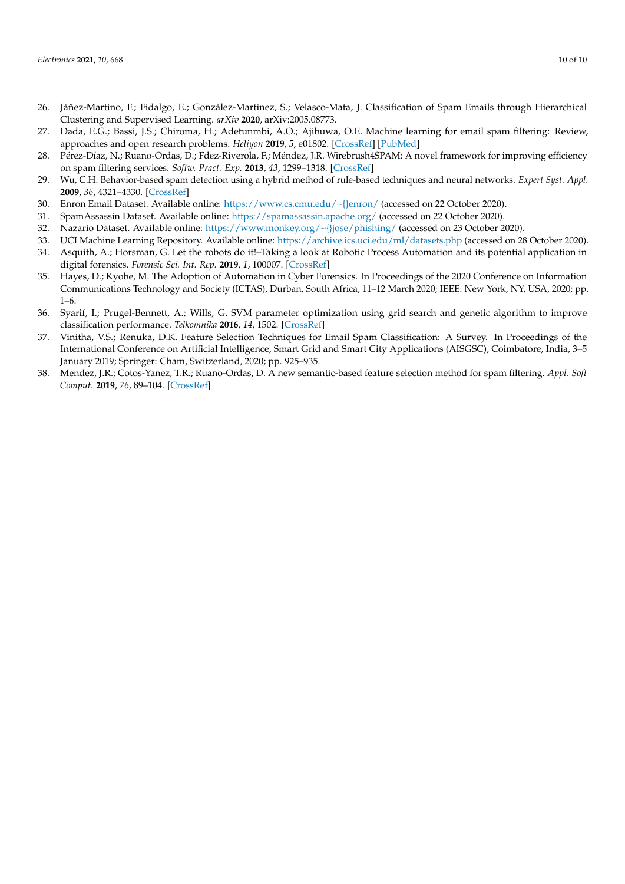26. Jáñez-Martino, F.; Fidalgo, E.; González-Martínez, S.; Velasco-Mata, J. Classification of Spam Emails through Hierarchical Clustering and Supervised Learning. *arXiv* **2020**, arXiv:2005.08773.
27. Dada, E.G.; Bassi, J.S.; Chiroma, H.; Adetunmbi, A.O.; Ajibuwa, O.E. Machine learning for email spam filtering: Review, approaches and open research problems. *Heliyon* **2019**, *5*, e01802. [CrossRef] [PubMed]
28. Pérez-Díaz, N.; Ruano-Ordas, D.; Fdez-Riverola, F.; Méndez, J.R. Wirebrush4SPAM: A novel framework for improving efficiency on spam filtering services. *Softw. Pract. Exp.* **2013**, *43*, 1299–1318. [CrossRef]
29. Wu, C.H. Behavior-based spam detection using a hybrid method of rule-based techniques and neural networks. *Expert Syst. Appl.* **2009**, *36*, 4321–4330. [CrossRef]
30. Enron Email Dataset. Available online: https://www.cs.cmu.edu/~{}enron/ (accessed on 22 October 2020).
31. SpamAssassin Dataset. Available online: https://spamassassin.apache.org/ (accessed on 22 October 2020).
32. Nazario Dataset. Available online: https://www.monkey.org/~{}jose/phishing/ (accessed on 23 October 2020).
33. UCI Machine Learning Repository. Available online: https://archive.ics.uci.edu/ml/datasets.php (accessed on 28 October 2020).
34. Asquith, A.; Horsman, G. Let the robots do it!–Taking a look at Robotic Process Automation and its potential application in digital forensics. *Forensic Sci. Int. Rep.* **2019**, *1*, 100007. [CrossRef]
35. Hayes, D.; Kyobe, M. The Adoption of Automation in Cyber Forensics. In Proceedings of the 2020 Conference on Information Communications Technology and Society (ICTAS), Durban, South Africa, 11–12 March 2020; IEEE: New York, NY, USA, 2020; pp. 1–6.
36. Syarif, I.; Prugel-Bennett, A.; Wills, G. SVM parameter optimization using grid search and genetic algorithm to improve classification performance. *Telkomnika* **2016**, *14*, 1502. [CrossRef]
37. Vinitha, V.S.; Renuka, D.K. Feature Selection Techniques for Email Spam Classification: A Survey. In Proceedings of the International Conference on Artificial Intelligence, Smart Grid and Smart City Applications (AISGSC), Coimbatore, India, 3–5 January 2019; Springer: Cham, Switzerland, 2020; pp. 925–935.
38. Mendez, J.R.; Cotos-Yanez, T.R.; Ruano-Ordas, D. A new semantic-based feature selection method for spam filtering. *Appl. Soft Comput.* **2019**, *76*, 89–104. [CrossRef]